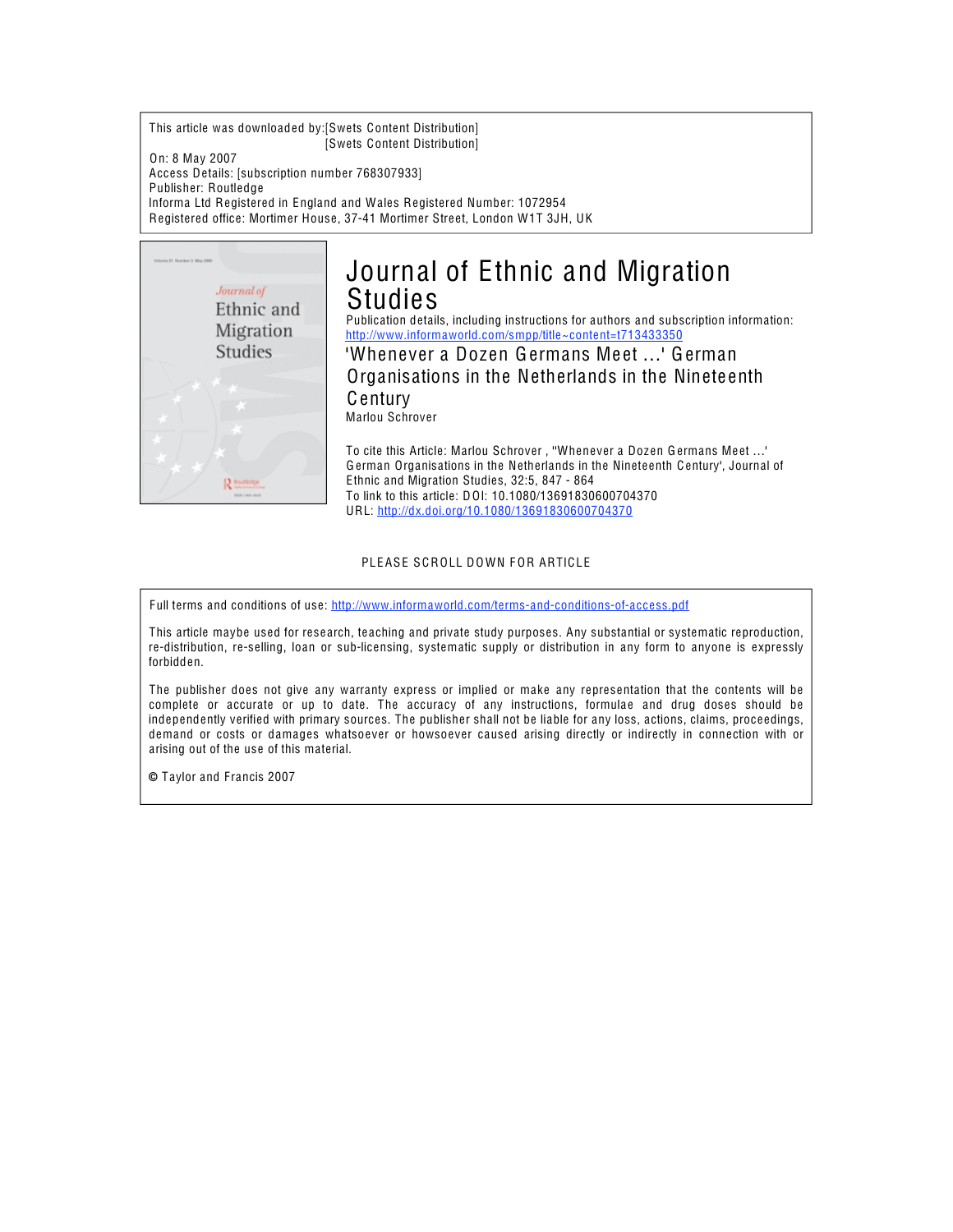This article was downloaded by:[Swets Content Distribution]
[Swets Content Distribution]

On: 8 May 2007
Access Details: [subscription number 768307933]
Publisher: Routledge
Informa Ltd Registered in England and Wales Registered Number: 1072954
Registered office: Mortimer House, 37-41 Mortimer Street, London W1T 3JH, UK

# Journal of Ethnic and Migration Studies

Publication details, including instructions for authors and subscription information:
http://www.informaworld.com/smpp/title~content=t713433350

## 'Whenever a Dozen Germans Meet ...' German Organisations in the Netherlands in the Nineteenth Century

Marlou Schrover

To cite this Article: Marlou Schrover , ''Whenever a Dozen Germans Meet ...' German Organisations in the Netherlands in the Nineteenth Century', Journal of Ethnic and Migration Studies, 32:5, 847 - 864
To link to this article: DOI: 10.1080/13691830600704370
URL: http://dx.doi.org/10.1080/13691830600704370

PLEASE SCROLL DOWN FOR ARTICLE

Full terms and conditions of use: http://www.informaworld.com/terms-and-conditions-of-access.pdf

This article maybe used for research, teaching and private study purposes. Any substantial or systematic reproduction, re-distribution, re-selling, loan or sub-licensing, systematic supply or distribution in any form to anyone is expressly forbidden.

The publisher does not give any warranty express or implied or make any representation that the contents will be complete or accurate or up to date. The accuracy of any instructions, formulae and drug doses should be independently verified with primary sources. The publisher shall not be liable for any loss, actions, claims, proceedings, demand or costs or damages whatsoever or howsoever caused arising directly or indirectly in connection with or arising out of the use of this material.

© Taylor and Francis 2007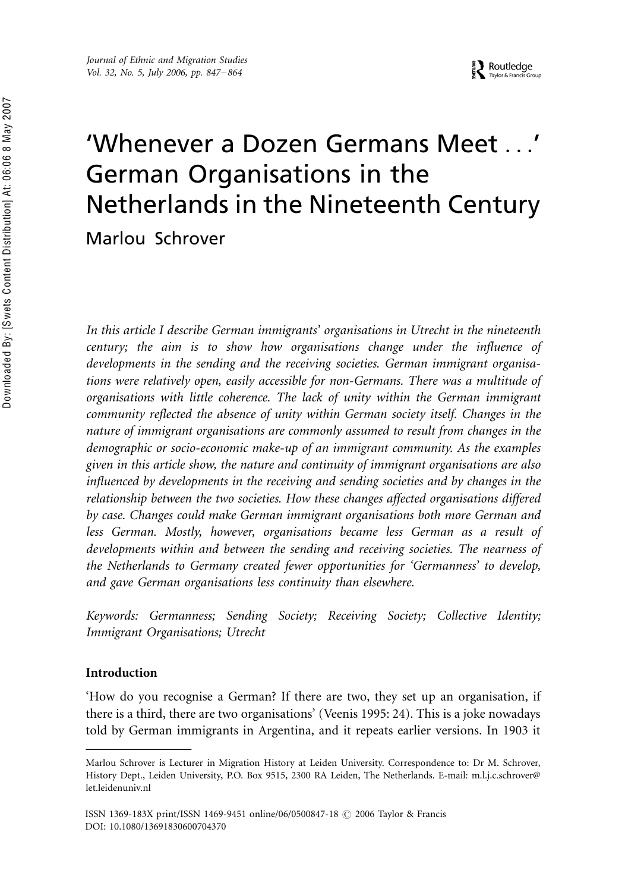# 'Whenever a Dozen Germans Meet . . .' German Organisations in the Netherlands in the Nineteenth Century

Marlou Schrover

*In this article I describe German immigrants' organisations in Utrecht in the nineteenth century; the aim is to show how organisations change under the influence of developments in the sending and the receiving societies. German immigrant organisations were relatively open, easily accessible for non-Germans. There was a multitude of organisations with little coherence. The lack of unity within the German immigrant community reflected the absence of unity within German society itself. Changes in the nature of immigrant organisations are commonly assumed to result from changes in the demographic or socio-economic make-up of an immigrant community. As the examples given in this article show, the nature and continuity of immigrant organisations are also influenced by developments in the receiving and sending societies and by changes in the relationship between the two societies. How these changes affected organisations differed by case. Changes could make German immigrant organisations both more German and less German. Mostly, however, organisations became less German as a result of developments within and between the sending and receiving societies. The nearness of the Netherlands to Germany created fewer opportunities for 'Germanness' to develop, and gave German organisations less continuity than elsewhere.*

*Keywords: Germanness; Sending Society; Receiving Society; Collective Identity; Immigrant Organisations; Utrecht*

## Introduction

'How do you recognise a German? If there are two, they set up an organisation, if there is a third, there are two organisations' (Veenis 1995: 24). This is a joke nowadays told by German immigrants in Argentina, and it repeats earlier versions. In 1903 it

---

Marlou Schrover is Lecturer in Migration History at Leiden University. Correspondence to: Dr M. Schrover, History Dept., Leiden University, P.O. Box 9515, 2300 RA Leiden, The Netherlands. E-mail: m.l.j.c.schrover@let.leidenuniv.nl

ISSN 1369-183X print/ISSN 1469-9451 online/06/0500847-18 © 2006 Taylor & Francis
DOI: 10.1080/13691830600704370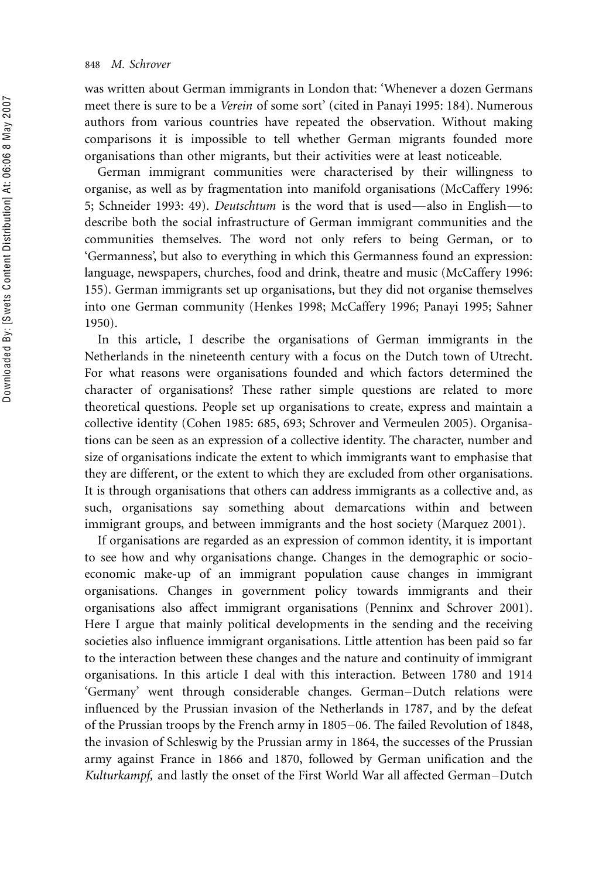was written about German immigrants in London that: 'Whenever a dozen Germans meet there is sure to be a *Verein* of some sort' (cited in Panayi 1995: 184). Numerous authors from various countries have repeated the observation. Without making comparisons it is impossible to tell whether German migrants founded more organisations than other migrants, but their activities were at least noticeable.

German immigrant communities were characterised by their willingness to organise, as well as by fragmentation into manifold organisations (McCaffery 1996: 5; Schneider 1993: 49). *Deutschtum* is the word that is used—also in English—to describe both the social infrastructure of German immigrant communities and the communities themselves. The word not only refers to being German, or to 'Germanness', but also to everything in which this Germanness found an expression: language, newspapers, churches, food and drink, theatre and music (McCaffery 1996: 155). German immigrants set up organisations, but they did not organise themselves into one German community (Henkes 1998; McCaffery 1996; Panayi 1995; Sahner 1950).

In this article, I describe the organisations of German immigrants in the Netherlands in the nineteenth century with a focus on the Dutch town of Utrecht. For what reasons were organisations founded and which factors determined the character of organisations? These rather simple questions are related to more theoretical questions. People set up organisations to create, express and maintain a collective identity (Cohen 1985: 685, 693; Schrover and Vermeulen 2005). Organisations can be seen as an expression of a collective identity. The character, number and size of organisations indicate the extent to which immigrants want to emphasise that they are different, or the extent to which they are excluded from other organisations. It is through organisations that others can address immigrants as a collective and, as such, organisations say something about demarcations within and between immigrant groups, and between immigrants and the host society (Marquez 2001).

If organisations are regarded as an expression of common identity, it is important to see how and why organisations change. Changes in the demographic or socio-economic make-up of an immigrant population cause changes in immigrant organisations. Changes in government policy towards immigrants and their organisations also affect immigrant organisations (Penninx and Schrover 2001). Here I argue that mainly political developments in the sending and the receiving societies also influence immigrant organisations. Little attention has been paid so far to the interaction between these changes and the nature and continuity of immigrant organisations. In this article I deal with this interaction. Between 1780 and 1914 'Germany' went through considerable changes. German–Dutch relations were influenced by the Prussian invasion of the Netherlands in 1787, and by the defeat of the Prussian troops by the French army in 1805–06. The failed Revolution of 1848, the invasion of Schleswig by the Prussian army in 1864, the successes of the Prussian army against France in 1866 and 1870, followed by German unification and the *Kulturkampf,* and lastly the onset of the First World War all affected German–Dutch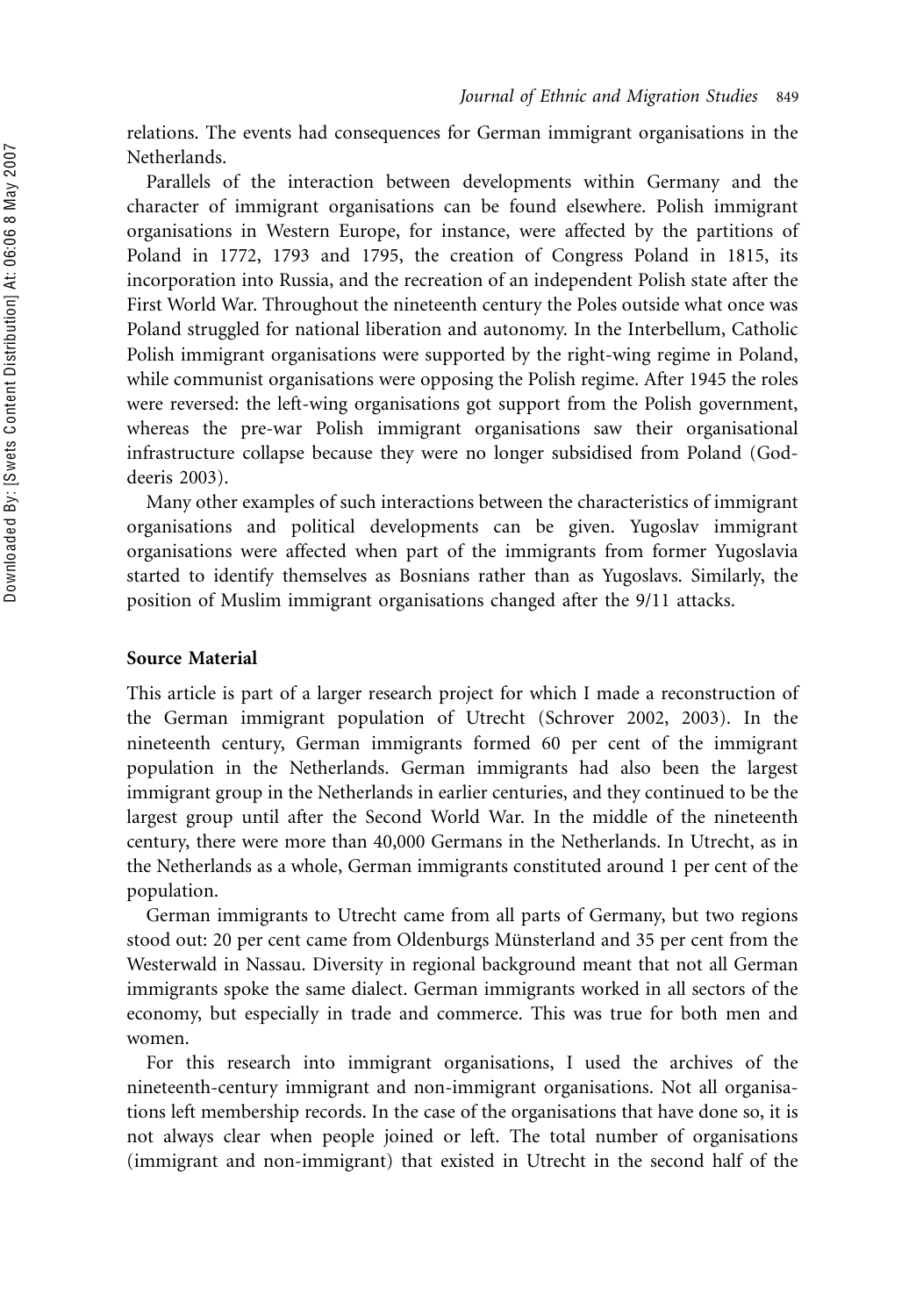relations. The events had consequences for German immigrant organisations in the Netherlands.

Parallels of the interaction between developments within Germany and the character of immigrant organisations can be found elsewhere. Polish immigrant organisations in Western Europe, for instance, were affected by the partitions of Poland in 1772, 1793 and 1795, the creation of Congress Poland in 1815, its incorporation into Russia, and the recreation of an independent Polish state after the First World War. Throughout the nineteenth century the Poles outside what once was Poland struggled for national liberation and autonomy. In the Interbellum, Catholic Polish immigrant organisations were supported by the right-wing regime in Poland, while communist organisations were opposing the Polish regime. After 1945 the roles were reversed: the left-wing organisations got support from the Polish government, whereas the pre-war Polish immigrant organisations saw their organisational infrastructure collapse because they were no longer subsidised from Poland (Goddeeris 2003).

Many other examples of such interactions between the characteristics of immigrant organisations and political developments can be given. Yugoslav immigrant organisations were affected when part of the immigrants from former Yugoslavia started to identify themselves as Bosnians rather than as Yugoslavs. Similarly, the position of Muslim immigrant organisations changed after the 9/11 attacks.

## Source Material

This article is part of a larger research project for which I made a reconstruction of the German immigrant population of Utrecht (Schrover 2002, 2003). In the nineteenth century, German immigrants formed 60 per cent of the immigrant population in the Netherlands. German immigrants had also been the largest immigrant group in the Netherlands in earlier centuries, and they continued to be the largest group until after the Second World War. In the middle of the nineteenth century, there were more than 40,000 Germans in the Netherlands. In Utrecht, as in the Netherlands as a whole, German immigrants constituted around 1 per cent of the population.

German immigrants to Utrecht came from all parts of Germany, but two regions stood out: 20 per cent came from Oldenburgs Münsterland and 35 per cent from the Westerwald in Nassau. Diversity in regional background meant that not all German immigrants spoke the same dialect. German immigrants worked in all sectors of the economy, but especially in trade and commerce. This was true for both men and women.

For this research into immigrant organisations, I used the archives of the nineteenth-century immigrant and non-immigrant organisations. Not all organisations left membership records. In the case of the organisations that have done so, it is not always clear when people joined or left. The total number of organisations (immigrant and non-immigrant) that existed in Utrecht in the second half of the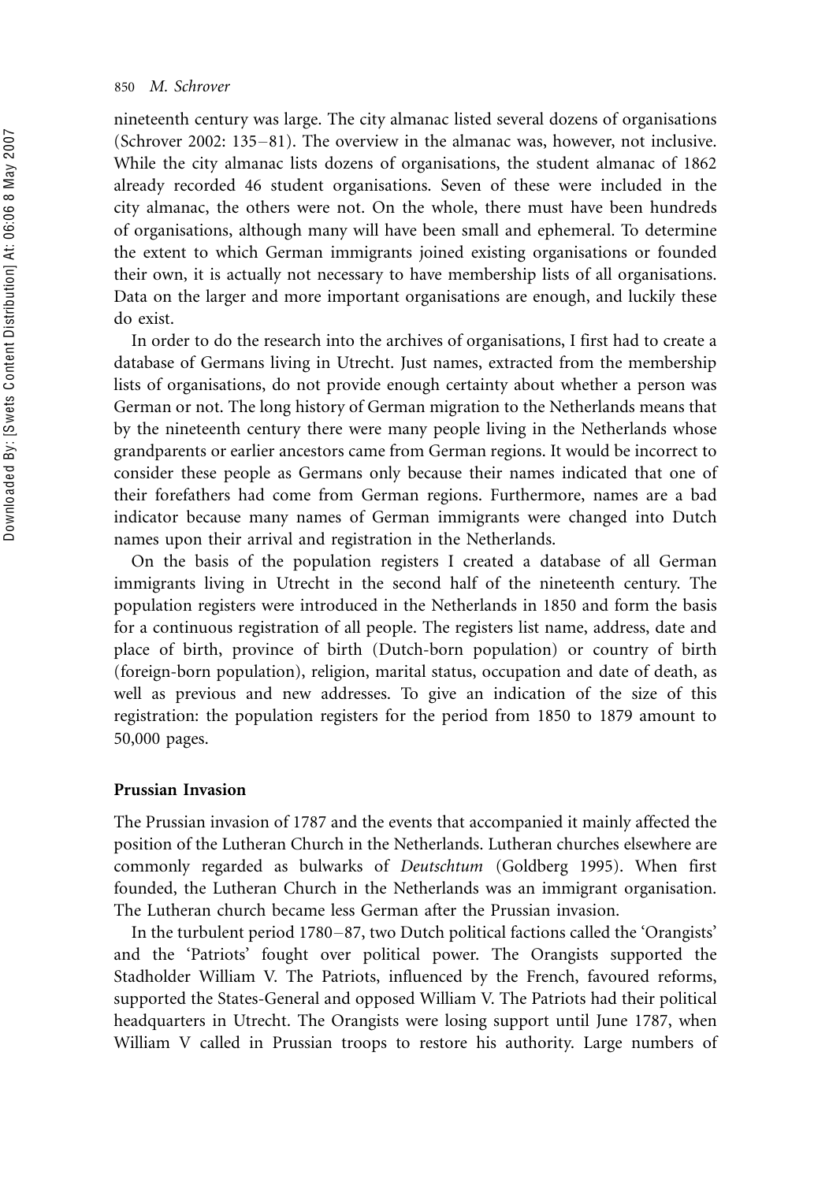nineteenth century was large. The city almanac listed several dozens of organisations (Schrover 2002: 135–81). The overview in the almanac was, however, not inclusive. While the city almanac lists dozens of organisations, the student almanac of 1862 already recorded 46 student organisations. Seven of these were included in the city almanac, the others were not. On the whole, there must have been hundreds of organisations, although many will have been small and ephemeral. To determine the extent to which German immigrants joined existing organisations or founded their own, it is actually not necessary to have membership lists of all organisations. Data on the larger and more important organisations are enough, and luckily these do exist.

In order to do the research into the archives of organisations, I first had to create a database of Germans living in Utrecht. Just names, extracted from the membership lists of organisations, do not provide enough certainty about whether a person was German or not. The long history of German migration to the Netherlands means that by the nineteenth century there were many people living in the Netherlands whose grandparents or earlier ancestors came from German regions. It would be incorrect to consider these people as Germans only because their names indicated that one of their forefathers had come from German regions. Furthermore, names are a bad indicator because many names of German immigrants were changed into Dutch names upon their arrival and registration in the Netherlands.

On the basis of the population registers I created a database of all German immigrants living in Utrecht in the second half of the nineteenth century. The population registers were introduced in the Netherlands in 1850 and form the basis for a continuous registration of all people. The registers list name, address, date and place of birth, province of birth (Dutch-born population) or country of birth (foreign-born population), religion, marital status, occupation and date of death, as well as previous and new addresses. To give an indication of the size of this registration: the population registers for the period from 1850 to 1879 amount to 50,000 pages.

## Prussian Invasion

The Prussian invasion of 1787 and the events that accompanied it mainly affected the position of the Lutheran Church in the Netherlands. Lutheran churches elsewhere are commonly regarded as bulwarks of *Deutschtum* (Goldberg 1995). When first founded, the Lutheran Church in the Netherlands was an immigrant organisation. The Lutheran church became less German after the Prussian invasion.

In the turbulent period 1780–87, two Dutch political factions called the 'Orangists' and the 'Patriots' fought over political power. The Orangists supported the Stadholder William V. The Patriots, influenced by the French, favoured reforms, supported the States-General and opposed William V. The Patriots had their political headquarters in Utrecht. The Orangists were losing support until June 1787, when William V called in Prussian troops to restore his authority. Large numbers of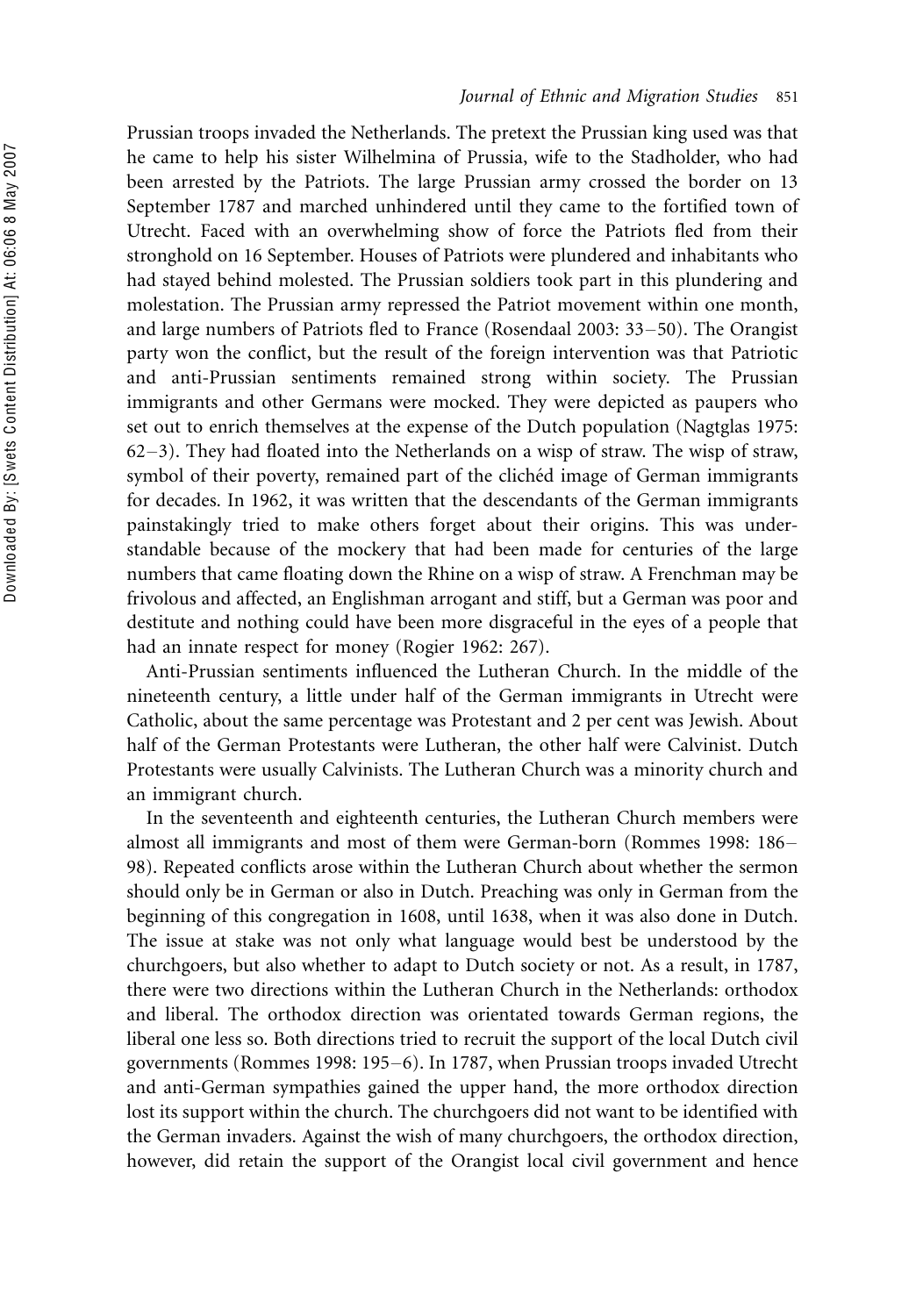Prussian troops invaded the Netherlands. The pretext the Prussian king used was that he came to help his sister Wilhelmina of Prussia, wife to the Stadholder, who had been arrested by the Patriots. The large Prussian army crossed the border on 13 September 1787 and marched unhindered until they came to the fortified town of Utrecht. Faced with an overwhelming show of force the Patriots fled from their stronghold on 16 September. Houses of Patriots were plundered and inhabitants who had stayed behind molested. The Prussian soldiers took part in this plundering and molestation. The Prussian army repressed the Patriot movement within one month, and large numbers of Patriots fled to France (Rosendaal 2003: 33–50). The Orangist party won the conflict, but the result of the foreign intervention was that Patriotic and anti-Prussian sentiments remained strong within society. The Prussian immigrants and other Germans were mocked. They were depicted as paupers who set out to enrich themselves at the expense of the Dutch population (Nagtglas 1975: 62–3). They had floated into the Netherlands on a wisp of straw. The wisp of straw, symbol of their poverty, remained part of the clichéd image of German immigrants for decades. In 1962, it was written that the descendants of the German immigrants painstakingly tried to make others forget about their origins. This was understandable because of the mockery that had been made for centuries of the large numbers that came floating down the Rhine on a wisp of straw. A Frenchman may be frivolous and affected, an Englishman arrogant and stiff, but a German was poor and destitute and nothing could have been more disgraceful in the eyes of a people that had an innate respect for money (Rogier 1962: 267).

Anti-Prussian sentiments influenced the Lutheran Church. In the middle of the nineteenth century, a little under half of the German immigrants in Utrecht were Catholic, about the same percentage was Protestant and 2 per cent was Jewish. About half of the German Protestants were Lutheran, the other half were Calvinist. Dutch Protestants were usually Calvinists. The Lutheran Church was a minority church and an immigrant church.

In the seventeenth and eighteenth centuries, the Lutheran Church members were almost all immigrants and most of them were German-born (Rommes 1998: 186–98). Repeated conflicts arose within the Lutheran Church about whether the sermon should only be in German or also in Dutch. Preaching was only in German from the beginning of this congregation in 1608, until 1638, when it was also done in Dutch. The issue at stake was not only what language would best be understood by the churchgoers, but also whether to adapt to Dutch society or not. As a result, in 1787, there were two directions within the Lutheran Church in the Netherlands: orthodox and liberal. The orthodox direction was orientated towards German regions, the liberal one less so. Both directions tried to recruit the support of the local Dutch civil governments (Rommes 1998: 195–6). In 1787, when Prussian troops invaded Utrecht and anti-German sympathies gained the upper hand, the more orthodox direction lost its support within the church. The churchgoers did not want to be identified with the German invaders. Against the wish of many churchgoers, the orthodox direction, however, did retain the support of the Orangist local civil government and hence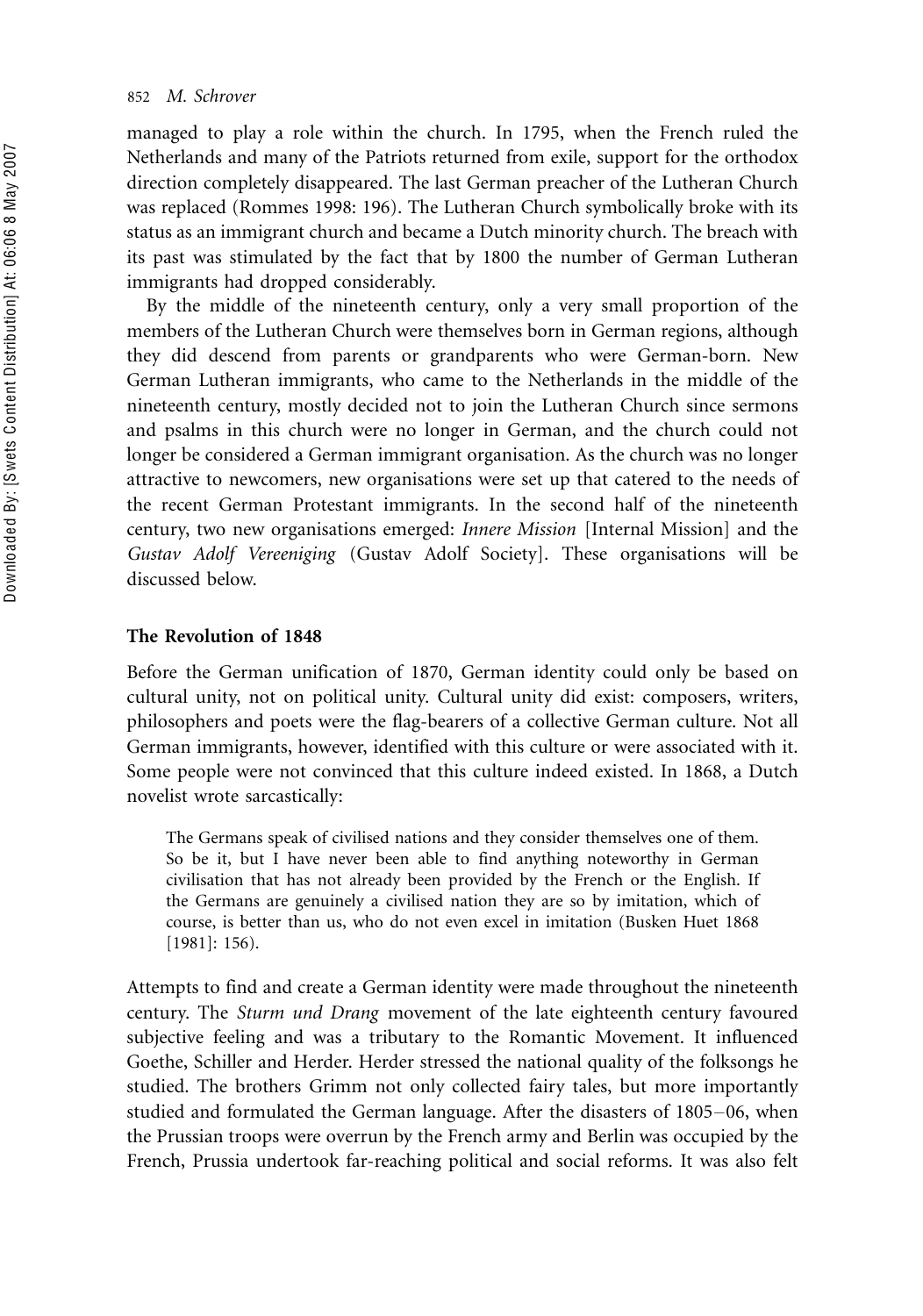managed to play a role within the church. In 1795, when the French ruled the Netherlands and many of the Patriots returned from exile, support for the orthodox direction completely disappeared. The last German preacher of the Lutheran Church was replaced (Rommes 1998: 196). The Lutheran Church symbolically broke with its status as an immigrant church and became a Dutch minority church. The breach with its past was stimulated by the fact that by 1800 the number of German Lutheran immigrants had dropped considerably.

By the middle of the nineteenth century, only a very small proportion of the members of the Lutheran Church were themselves born in German regions, although they did descend from parents or grandparents who were German-born. New German Lutheran immigrants, who came to the Netherlands in the middle of the nineteenth century, mostly decided not to join the Lutheran Church since sermons and psalms in this church were no longer in German, and the church could not longer be considered a German immigrant organisation. As the church was no longer attractive to newcomers, new organisations were set up that catered to the needs of the recent German Protestant immigrants. In the second half of the nineteenth century, two new organisations emerged: *Innere Mission* [Internal Mission] and the *Gustav Adolf Vereeniging* (Gustav Adolf Society]. These organisations will be discussed below.

## The Revolution of 1848

Before the German unification of 1870, German identity could only be based on cultural unity, not on political unity. Cultural unity did exist: composers, writers, philosophers and poets were the flag-bearers of a collective German culture. Not all German immigrants, however, identified with this culture or were associated with it. Some people were not convinced that this culture indeed existed. In 1868, a Dutch novelist wrote sarcastically:

> The Germans speak of civilised nations and they consider themselves one of them. So be it, but I have never been able to find anything noteworthy in German civilisation that has not already been provided by the French or the English. If the Germans are genuinely a civilised nation they are so by imitation, which of course, is better than us, who do not even excel in imitation (Busken Huet 1868 [1981]: 156).

Attempts to find and create a German identity were made throughout the nineteenth century. The *Sturm und Drang* movement of the late eighteenth century favoured subjective feeling and was a tributary to the Romantic Movement. It influenced Goethe, Schiller and Herder. Herder stressed the national quality of the folksongs he studied. The brothers Grimm not only collected fairy tales, but more importantly studied and formulated the German language. After the disasters of 1805–06, when the Prussian troops were overrun by the French army and Berlin was occupied by the French, Prussia undertook far-reaching political and social reforms. It was also felt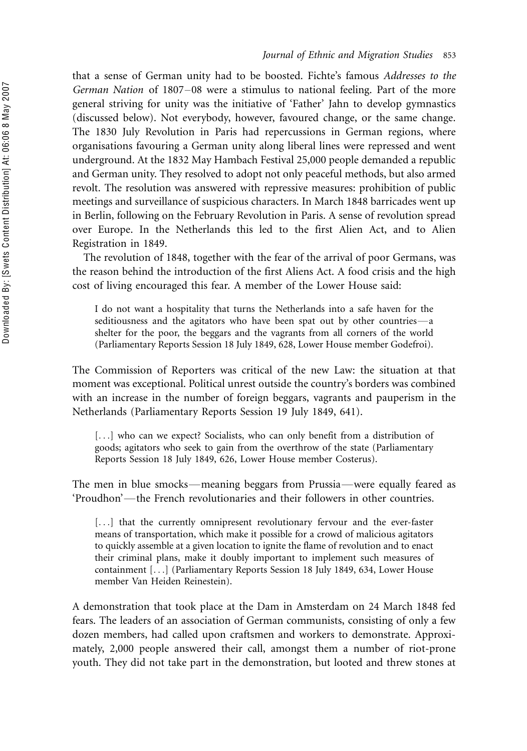that a sense of German unity had to be boosted. Fichte's famous *Addresses to the German Nation* of 1807–08 were a stimulus to national feeling. Part of the more general striving for unity was the initiative of 'Father' Jahn to develop gymnastics (discussed below). Not everybody, however, favoured change, or the same change. The 1830 July Revolution in Paris had repercussions in German regions, where organisations favouring a German unity along liberal lines were repressed and went underground. At the 1832 May Hambach Festival 25,000 people demanded a republic and German unity. They resolved to adopt not only peaceful methods, but also armed revolt. The resolution was answered with repressive measures: prohibition of public meetings and surveillance of suspicious characters. In March 1848 barricades went up in Berlin, following on the February Revolution in Paris. A sense of revolution spread over Europe. In the Netherlands this led to the first Alien Act, and to Alien Registration in 1849.

The revolution of 1848, together with the fear of the arrival of poor Germans, was the reason behind the introduction of the first Aliens Act. A food crisis and the high cost of living encouraged this fear. A member of the Lower House said:

> I do not want a hospitality that turns the Netherlands into a safe haven for the seditiousness and the agitators who have been spat out by other countries—a shelter for the poor, the beggars and the vagrants from all corners of the world (Parliamentary Reports Session 18 July 1849, 628, Lower House member Godefroi).

The Commission of Reporters was critical of the new Law: the situation at that moment was exceptional. Political unrest outside the country's borders was combined with an increase in the number of foreign beggars, vagrants and pauperism in the Netherlands (Parliamentary Reports Session 19 July 1849, 641).

> [...] who can we expect? Socialists, who can only benefit from a distribution of goods; agitators who seek to gain from the overthrow of the state (Parliamentary Reports Session 18 July 1849, 626, Lower House member Costerus).

The men in blue smocks—meaning beggars from Prussia—were equally feared as 'Proudhon'—the French revolutionaries and their followers in other countries.

> [...] that the currently omnipresent revolutionary fervour and the ever-faster means of transportation, which make it possible for a crowd of malicious agitators to quickly assemble at a given location to ignite the flame of revolution and to enact their criminal plans, make it doubly important to implement such measures of containment [...] (Parliamentary Reports Session 18 July 1849, 634, Lower House member Van Heiden Reinestein).

A demonstration that took place at the Dam in Amsterdam on 24 March 1848 fed fears. The leaders of an association of German communists, consisting of only a few dozen members, had called upon craftsmen and workers to demonstrate. Approximately, 2,000 people answered their call, amongst them a number of riot-prone youth. They did not take part in the demonstration, but looted and threw stones at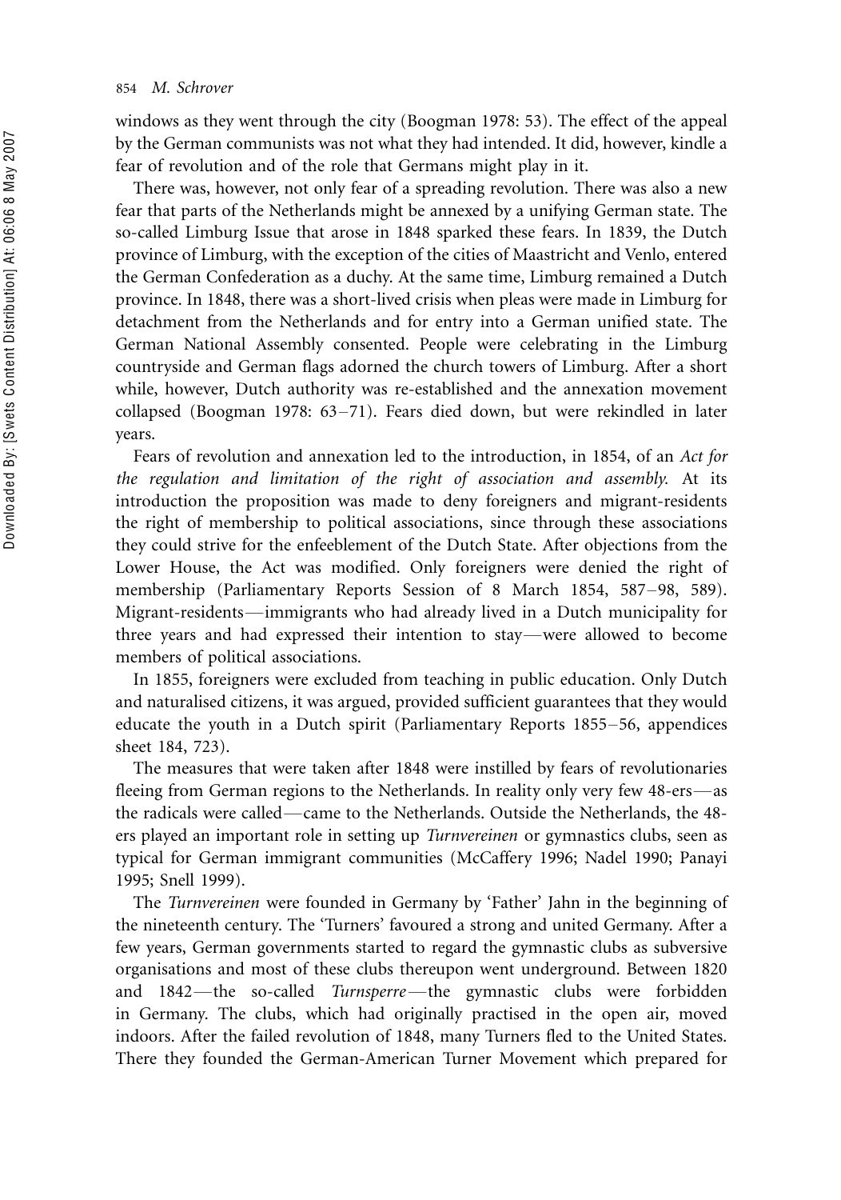windows as they went through the city (Boogman 1978: 53). The effect of the appeal by the German communists was not what they had intended. It did, however, kindle a fear of revolution and of the role that Germans might play in it.

There was, however, not only fear of a spreading revolution. There was also a new fear that parts of the Netherlands might be annexed by a unifying German state. The so-called Limburg Issue that arose in 1848 sparked these fears. In 1839, the Dutch province of Limburg, with the exception of the cities of Maastricht and Venlo, entered the German Confederation as a duchy. At the same time, Limburg remained a Dutch province. In 1848, there was a short-lived crisis when pleas were made in Limburg for detachment from the Netherlands and for entry into a German unified state. The German National Assembly consented. People were celebrating in the Limburg countryside and German flags adorned the church towers of Limburg. After a short while, however, Dutch authority was re-established and the annexation movement collapsed (Boogman 1978: 63–71). Fears died down, but were rekindled in later years.

Fears of revolution and annexation led to the introduction, in 1854, of an *Act for the regulation and limitation of the right of association and assembly.* At its introduction the proposition was made to deny foreigners and migrant-residents the right of membership to political associations, since through these associations they could strive for the enfeeblement of the Dutch State. After objections from the Lower House, the Act was modified. Only foreigners were denied the right of membership (Parliamentary Reports Session of 8 March 1854, 587–98, 589). Migrant-residents—immigrants who had already lived in a Dutch municipality for three years and had expressed their intention to stay—were allowed to become members of political associations.

In 1855, foreigners were excluded from teaching in public education. Only Dutch and naturalised citizens, it was argued, provided sufficient guarantees that they would educate the youth in a Dutch spirit (Parliamentary Reports 1855–56, appendices sheet 184, 723).

The measures that were taken after 1848 were instilled by fears of revolutionaries fleeing from German regions to the Netherlands. In reality only very few 48-ers—as the radicals were called—came to the Netherlands. Outside the Netherlands, the 48-ers played an important role in setting up *Turnvereinen* or gymnastics clubs, seen as typical for German immigrant communities (McCaffery 1996; Nadel 1990; Panayi 1995; Snell 1999).

The *Turnvereinen* were founded in Germany by 'Father' Jahn in the beginning of the nineteenth century. The 'Turners' favoured a strong and united Germany. After a few years, German governments started to regard the gymnastic clubs as subversive organisations and most of these clubs thereupon went underground. Between 1820 and 1842—the so-called *Turnsperre*—the gymnastic clubs were forbidden in Germany. The clubs, which had originally practised in the open air, moved indoors. After the failed revolution of 1848, many Turners fled to the United States. There they founded the German-American Turner Movement which prepared for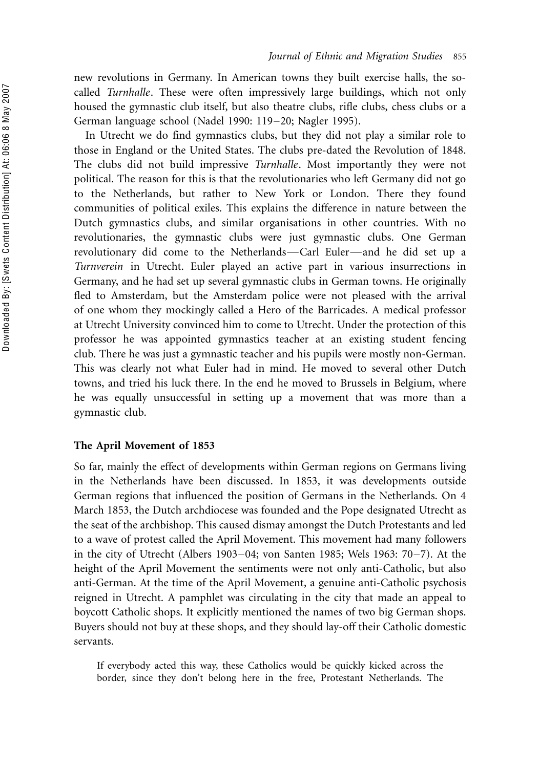new revolutions in Germany. In American towns they built exercise halls, the so-called *Turnhalle*. These were often impressively large buildings, which not only housed the gymnastic club itself, but also theatre clubs, rifle clubs, chess clubs or a German language school (Nadel 1990: 119–20; Nagler 1995).

In Utrecht we do find gymnastics clubs, but they did not play a similar role to those in England or the United States. The clubs pre-dated the Revolution of 1848. The clubs did not build impressive *Turnhalle*. Most importantly they were not political. The reason for this is that the revolutionaries who left Germany did not go to the Netherlands, but rather to New York or London. There they found communities of political exiles. This explains the difference in nature between the Dutch gymnastics clubs, and similar organisations in other countries. With no revolutionaries, the gymnastic clubs were just gymnastic clubs. One German revolutionary did come to the Netherlands—Carl Euler—and he did set up a *Turnverein* in Utrecht. Euler played an active part in various insurrections in Germany, and he had set up several gymnastic clubs in German towns. He originally fled to Amsterdam, but the Amsterdam police were not pleased with the arrival of one whom they mockingly called a Hero of the Barricades. A medical professor at Utrecht University convinced him to come to Utrecht. Under the protection of this professor he was appointed gymnastics teacher at an existing student fencing club. There he was just a gymnastic teacher and his pupils were mostly non-German. This was clearly not what Euler had in mind. He moved to several other Dutch towns, and tried his luck there. In the end he moved to Brussels in Belgium, where he was equally unsuccessful in setting up a movement that was more than a gymnastic club.

## The April Movement of 1853

So far, mainly the effect of developments within German regions on Germans living in the Netherlands have been discussed. In 1853, it was developments outside German regions that influenced the position of Germans in the Netherlands. On 4 March 1853, the Dutch archdiocese was founded and the Pope designated Utrecht as the seat of the archbishop. This caused dismay amongst the Dutch Protestants and led to a wave of protest called the April Movement. This movement had many followers in the city of Utrecht (Albers 1903–04; von Santen 1985; Wels 1963: 70–7). At the height of the April Movement the sentiments were not only anti-Catholic, but also anti-German. At the time of the April Movement, a genuine anti-Catholic psychosis reigned in Utrecht. A pamphlet was circulating in the city that made an appeal to boycott Catholic shops. It explicitly mentioned the names of two big German shops. Buyers should not buy at these shops, and they should lay-off their Catholic domestic servants.

> If everybody acted this way, these Catholics would be quickly kicked across the border, since they don't belong here in the free, Protestant Netherlands. The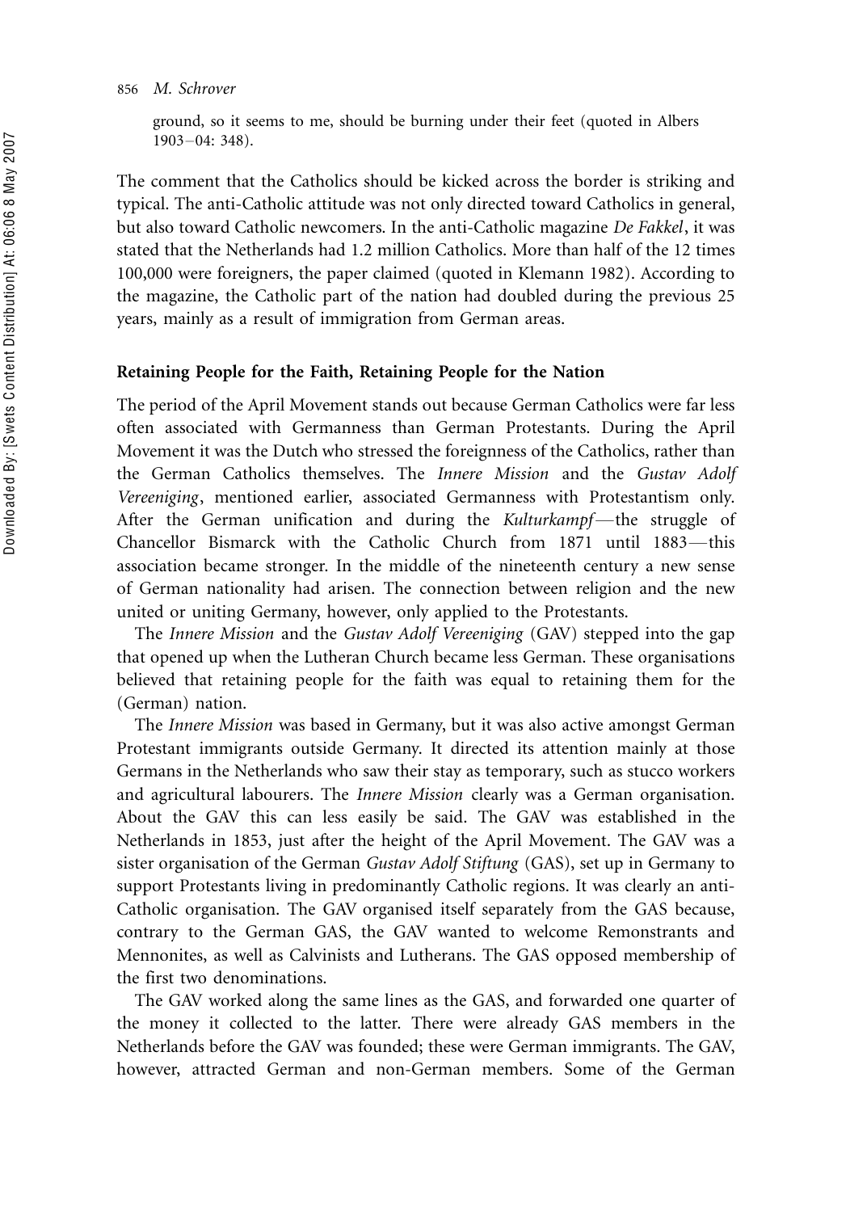ground, so it seems to me, should be burning under their feet (quoted in Albers 1903–04: 348).

The comment that the Catholics should be kicked across the border is striking and typical. The anti-Catholic attitude was not only directed toward Catholics in general, but also toward Catholic newcomers. In the anti-Catholic magazine *De Fakkel*, it was stated that the Netherlands had 1.2 million Catholics. More than half of the 12 times 100,000 were foreigners, the paper claimed (quoted in Klemann 1982). According to the magazine, the Catholic part of the nation had doubled during the previous 25 years, mainly as a result of immigration from German areas.

## Retaining People for the Faith, Retaining People for the Nation

The period of the April Movement stands out because German Catholics were far less often associated with Germanness than German Protestants. During the April Movement it was the Dutch who stressed the foreignness of the Catholics, rather than the German Catholics themselves. The *Innere Mission* and the *Gustav Adolf Vereeniging*, mentioned earlier, associated Germanness with Protestantism only. After the German unification and during the *Kulturkampf*—the struggle of Chancellor Bismarck with the Catholic Church from 1871 until 1883—this association became stronger. In the middle of the nineteenth century a new sense of German nationality had arisen. The connection between religion and the new united or uniting Germany, however, only applied to the Protestants.

The *Innere Mission* and the *Gustav Adolf Vereeniging* (GAV) stepped into the gap that opened up when the Lutheran Church became less German. These organisations believed that retaining people for the faith was equal to retaining them for the (German) nation.

The *Innere Mission* was based in Germany, but it was also active amongst German Protestant immigrants outside Germany. It directed its attention mainly at those Germans in the Netherlands who saw their stay as temporary, such as stucco workers and agricultural labourers. The *Innere Mission* clearly was a German organisation. About the GAV this can less easily be said. The GAV was established in the Netherlands in 1853, just after the height of the April Movement. The GAV was a sister organisation of the German *Gustav Adolf Stiftung* (GAS), set up in Germany to support Protestants living in predominantly Catholic regions. It was clearly an anti-Catholic organisation. The GAV organised itself separately from the GAS because, contrary to the German GAS, the GAV wanted to welcome Remonstrants and Mennonites, as well as Calvinists and Lutherans. The GAS opposed membership of the first two denominations.

The GAV worked along the same lines as the GAS, and forwarded one quarter of the money it collected to the latter. There were already GAS members in the Netherlands before the GAV was founded; these were German immigrants. The GAV, however, attracted German and non-German members. Some of the German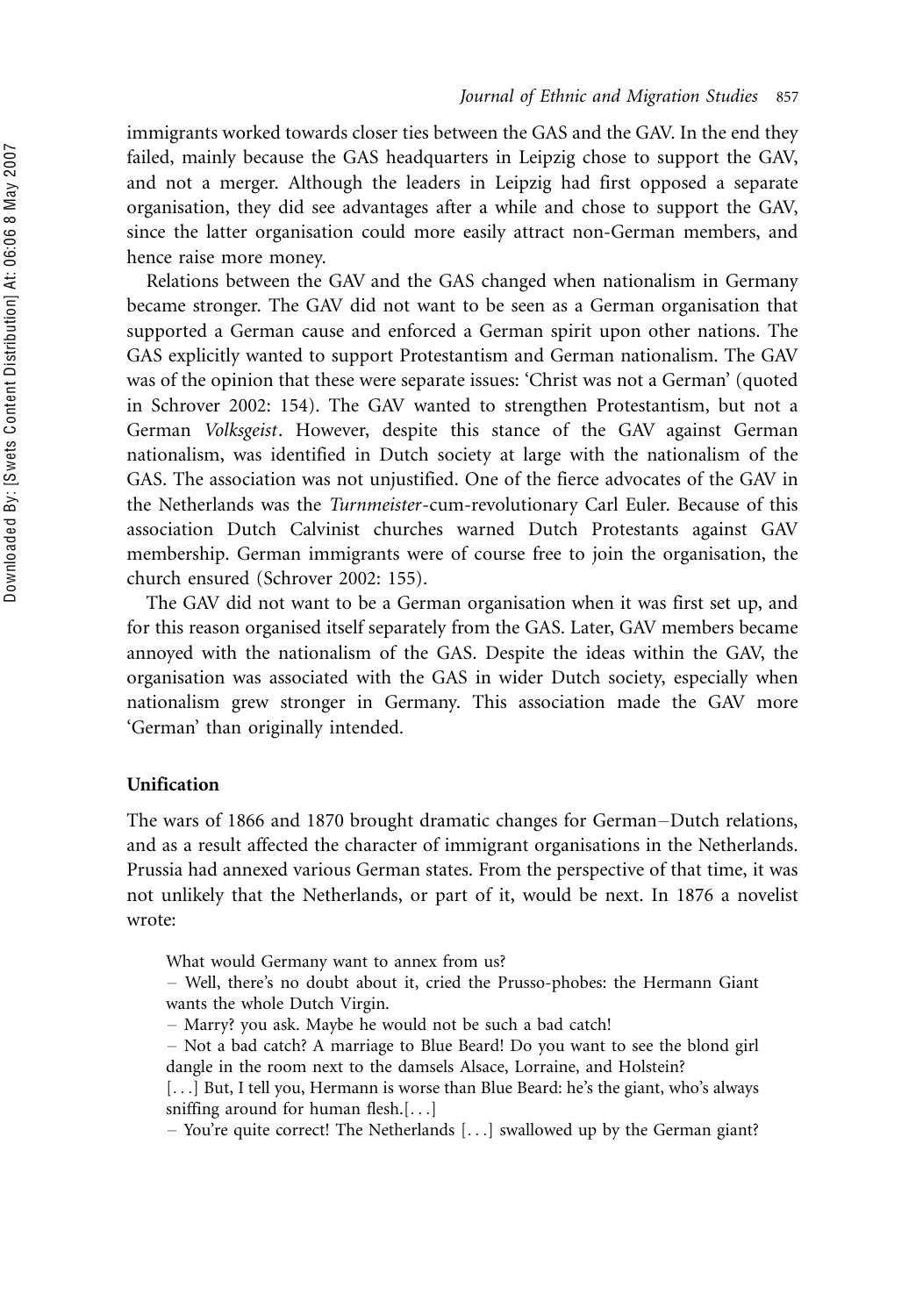immigrants worked towards closer ties between the GAS and the GAV. In the end they failed, mainly because the GAS headquarters in Leipzig chose to support the GAV, and not a merger. Although the leaders in Leipzig had first opposed a separate organisation, they did see advantages after a while and chose to support the GAV, since the latter organisation could more easily attract non-German members, and hence raise more money.

Relations between the GAV and the GAS changed when nationalism in Germany became stronger. The GAV did not want to be seen as a German organisation that supported a German cause and enforced a German spirit upon other nations. The GAS explicitly wanted to support Protestantism and German nationalism. The GAV was of the opinion that these were separate issues: 'Christ was not a German' (quoted in Schrover 2002: 154). The GAV wanted to strengthen Protestantism, but not a German *Volksgeist*. However, despite this stance of the GAV against German nationalism, was identified in Dutch society at large with the nationalism of the GAS. The association was not unjustified. One of the fierce advocates of the GAV in the Netherlands was the *Turnmeister*-cum-revolutionary Carl Euler. Because of this association Dutch Calvinist churches warned Dutch Protestants against GAV membership. German immigrants were of course free to join the organisation, the church ensured (Schrover 2002: 155).

The GAV did not want to be a German organisation when it was first set up, and for this reason organised itself separately from the GAS. Later, GAV members became annoyed with the nationalism of the GAS. Despite the ideas within the GAV, the organisation was associated with the GAS in wider Dutch society, especially when nationalism grew stronger in Germany. This association made the GAV more 'German' than originally intended.

## Unification

The wars of 1866 and 1870 brought dramatic changes for German–Dutch relations, and as a result affected the character of immigrant organisations in the Netherlands. Prussia had annexed various German states. From the perspective of that time, it was not unlikely that the Netherlands, or part of it, would be next. In 1876 a novelist wrote:

> What would Germany want to annex from us?
>
> – Well, there's no doubt about it, cried the Prusso-phobes: the Hermann Giant wants the whole Dutch Virgin.
>
> – Marry? you ask. Maybe he would not be such a bad catch!
>
> – Not a bad catch? A marriage to Blue Beard! Do you want to see the blond girl dangle in the room next to the damsels Alsace, Lorraine, and Holstein?
>
> [...] But, I tell you, Hermann is worse than Blue Beard: he's the giant, who's always sniffing around for human flesh.[...]
>
> – You're quite correct! The Netherlands [...] swallowed up by the German giant?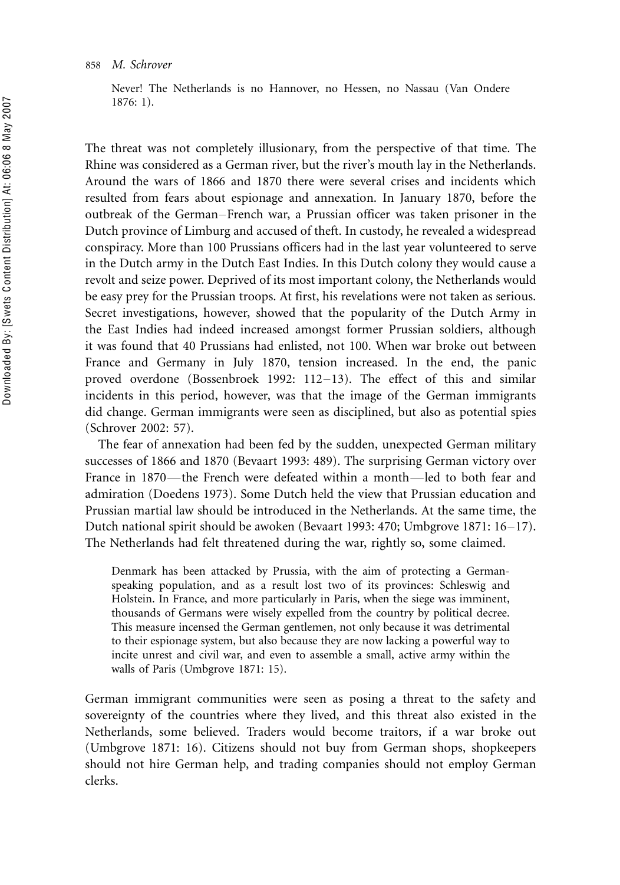> Never! The Netherlands is no Hannover, no Hessen, no Nassau (Van Ondere 1876: 1).

The threat was not completely illusionary, from the perspective of that time. The Rhine was considered as a German river, but the river's mouth lay in the Netherlands. Around the wars of 1866 and 1870 there were several crises and incidents which resulted from fears about espionage and annexation. In January 1870, before the outbreak of the German–French war, a Prussian officer was taken prisoner in the Dutch province of Limburg and accused of theft. In custody, he revealed a widespread conspiracy. More than 100 Prussians officers had in the last year volunteered to serve in the Dutch army in the Dutch East Indies. In this Dutch colony they would cause a revolt and seize power. Deprived of its most important colony, the Netherlands would be easy prey for the Prussian troops. At first, his revelations were not taken as serious. Secret investigations, however, showed that the popularity of the Dutch Army in the East Indies had indeed increased amongst former Prussian soldiers, although it was found that 40 Prussians had enlisted, not 100. When war broke out between France and Germany in July 1870, tension increased. In the end, the panic proved overdone (Bossenbroek 1992: 112–13). The effect of this and similar incidents in this period, however, was that the image of the German immigrants did change. German immigrants were seen as disciplined, but also as potential spies (Schrover 2002: 57).

The fear of annexation had been fed by the sudden, unexpected German military successes of 1866 and 1870 (Bevaart 1993: 489). The surprising German victory over France in 1870—the French were defeated within a month—led to both fear and admiration (Doedens 1973). Some Dutch held the view that Prussian education and Prussian martial law should be introduced in the Netherlands. At the same time, the Dutch national spirit should be awoken (Bevaart 1993: 470; Umbgrove 1871: 16–17). The Netherlands had felt threatened during the war, rightly so, some claimed.

> Denmark has been attacked by Prussia, with the aim of protecting a German-speaking population, and as a result lost two of its provinces: Schleswig and Holstein. In France, and more particularly in Paris, when the siege was imminent, thousands of Germans were wisely expelled from the country by political decree. This measure incensed the German gentlemen, not only because it was detrimental to their espionage system, but also because they are now lacking a powerful way to incite unrest and civil war, and even to assemble a small, active army within the walls of Paris (Umbgrove 1871: 15).

German immigrant communities were seen as posing a threat to the safety and sovereignty of the countries where they lived, and this threat also existed in the Netherlands, some believed. Traders would become traitors, if a war broke out (Umbgrove 1871: 16). Citizens should not buy from German shops, shopkeepers should not hire German help, and trading companies should not employ German clerks.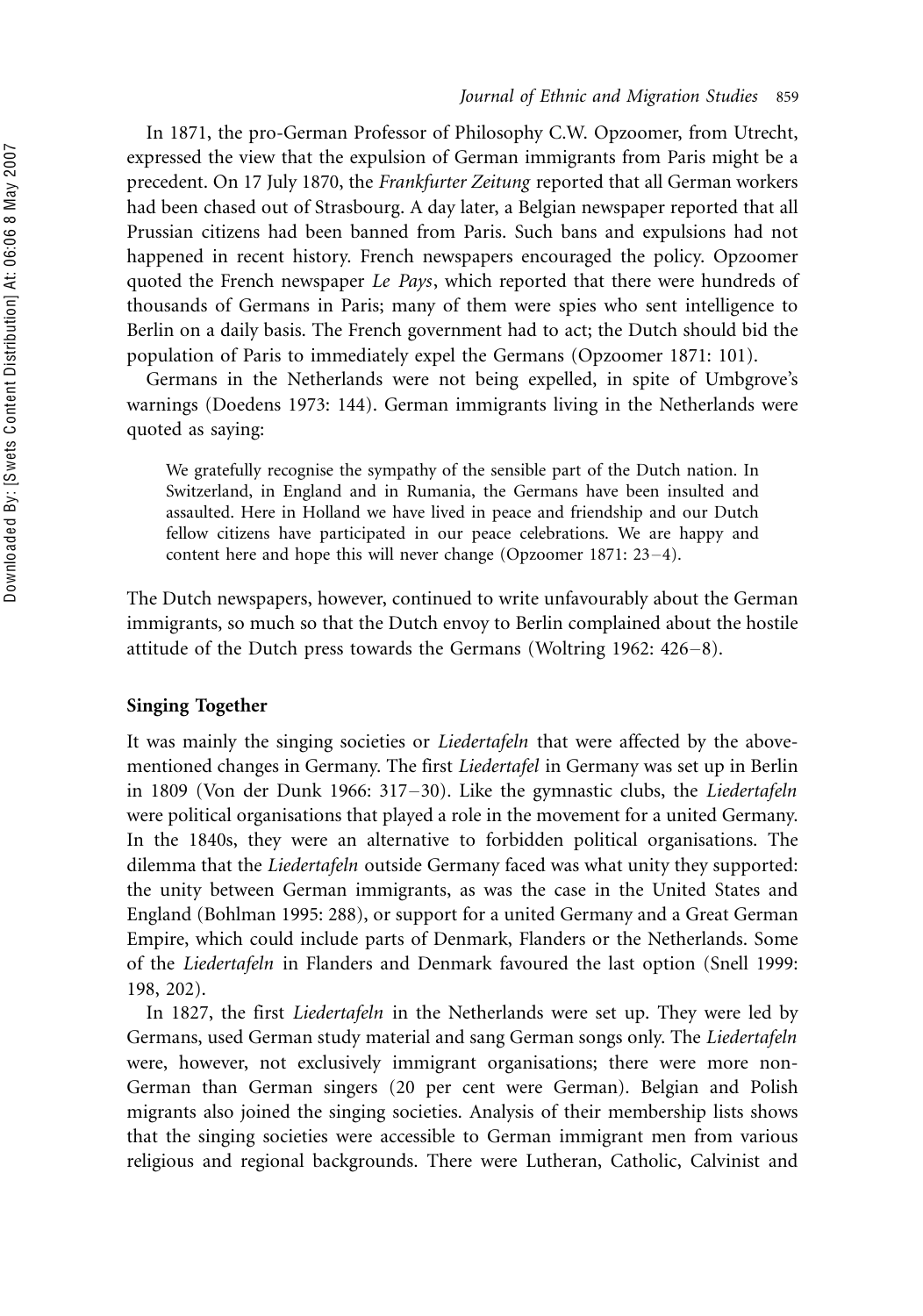In 1871, the pro-German Professor of Philosophy C.W. Opzoomer, from Utrecht, expressed the view that the expulsion of German immigrants from Paris might be a precedent. On 17 July 1870, the *Frankfurter Zeitung* reported that all German workers had been chased out of Strasbourg. A day later, a Belgian newspaper reported that all Prussian citizens had been banned from Paris. Such bans and expulsions had not happened in recent history. French newspapers encouraged the policy. Opzoomer quoted the French newspaper *Le Pays*, which reported that there were hundreds of thousands of Germans in Paris; many of them were spies who sent intelligence to Berlin on a daily basis. The French government had to act; the Dutch should bid the population of Paris to immediately expel the Germans (Opzoomer 1871: 101).

Germans in the Netherlands were not being expelled, in spite of Umbgrove's warnings (Doedens 1973: 144). German immigrants living in the Netherlands were quoted as saying:

> We gratefully recognise the sympathy of the sensible part of the Dutch nation. In Switzerland, in England and in Rumania, the Germans have been insulted and assaulted. Here in Holland we have lived in peace and friendship and our Dutch fellow citizens have participated in our peace celebrations. We are happy and content here and hope this will never change (Opzoomer 1871: 23–4).

The Dutch newspapers, however, continued to write unfavourably about the German immigrants, so much so that the Dutch envoy to Berlin complained about the hostile attitude of the Dutch press towards the Germans (Woltring 1962: 426–8).

## Singing Together

It was mainly the singing societies or *Liedertafeln* that were affected by the above-mentioned changes in Germany. The first *Liedertafel* in Germany was set up in Berlin in 1809 (Von der Dunk 1966: 317–30). Like the gymnastic clubs, the *Liedertafeln* were political organisations that played a role in the movement for a united Germany. In the 1840s, they were an alternative to forbidden political organisations. The dilemma that the *Liedertafeln* outside Germany faced was what unity they supported: the unity between German immigrants, as was the case in the United States and England (Bohlman 1995: 288), or support for a united Germany and a Great German Empire, which could include parts of Denmark, Flanders or the Netherlands. Some of the *Liedertafeln* in Flanders and Denmark favoured the last option (Snell 1999: 198, 202).

In 1827, the first *Liedertafeln* in the Netherlands were set up. They were led by Germans, used German study material and sang German songs only. The *Liedertafeln* were, however, not exclusively immigrant organisations; there were more non-German than German singers (20 per cent were German). Belgian and Polish migrants also joined the singing societies. Analysis of their membership lists shows that the singing societies were accessible to German immigrant men from various religious and regional backgrounds. There were Lutheran, Catholic, Calvinist and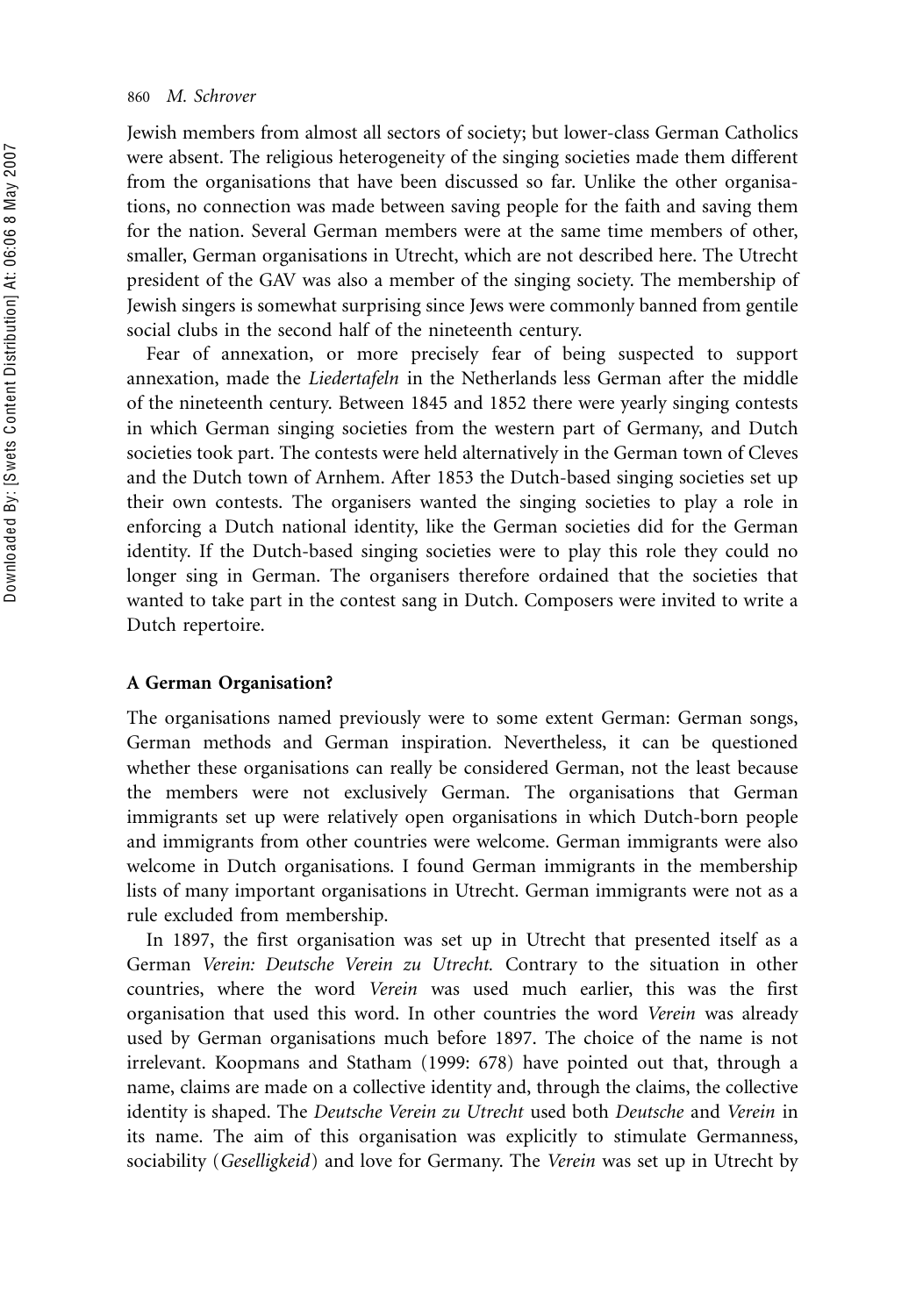Jewish members from almost all sectors of society; but lower-class German Catholics were absent. The religious heterogeneity of the singing societies made them different from the organisations that have been discussed so far. Unlike the other organisations, no connection was made between saving people for the faith and saving them for the nation. Several German members were at the same time members of other, smaller, German organisations in Utrecht, which are not described here. The Utrecht president of the GAV was also a member of the singing society. The membership of Jewish singers is somewhat surprising since Jews were commonly banned from gentile social clubs in the second half of the nineteenth century.

Fear of annexation, or more precisely fear of being suspected to support annexation, made the *Liedertafeln* in the Netherlands less German after the middle of the nineteenth century. Between 1845 and 1852 there were yearly singing contests in which German singing societies from the western part of Germany, and Dutch societies took part. The contests were held alternatively in the German town of Cleves and the Dutch town of Arnhem. After 1853 the Dutch-based singing societies set up their own contests. The organisers wanted the singing societies to play a role in enforcing a Dutch national identity, like the German societies did for the German identity. If the Dutch-based singing societies were to play this role they could no longer sing in German. The organisers therefore ordained that the societies that wanted to take part in the contest sang in Dutch. Composers were invited to write a Dutch repertoire.

### A German Organisation?

The organisations named previously were to some extent German: German songs, German methods and German inspiration. Nevertheless, it can be questioned whether these organisations can really be considered German, not the least because the members were not exclusively German. The organisations that German immigrants set up were relatively open organisations in which Dutch-born people and immigrants from other countries were welcome. German immigrants were also welcome in Dutch organisations. I found German immigrants in the membership lists of many important organisations in Utrecht. German immigrants were not as a rule excluded from membership.

In 1897, the first organisation was set up in Utrecht that presented itself as a German *Verein: Deutsche Verein zu Utrecht.* Contrary to the situation in other countries, where the word *Verein* was used much earlier, this was the first organisation that used this word. In other countries the word *Verein* was already used by German organisations much before 1897. The choice of the name is not irrelevant. Koopmans and Statham (1999: 678) have pointed out that, through a name, claims are made on a collective identity and, through the claims, the collective identity is shaped. The *Deutsche Verein zu Utrecht* used both *Deutsche* and *Verein* in its name. The aim of this organisation was explicitly to stimulate Germanness, sociability (*Geselligkeid*) and love for Germany. The *Verein* was set up in Utrecht by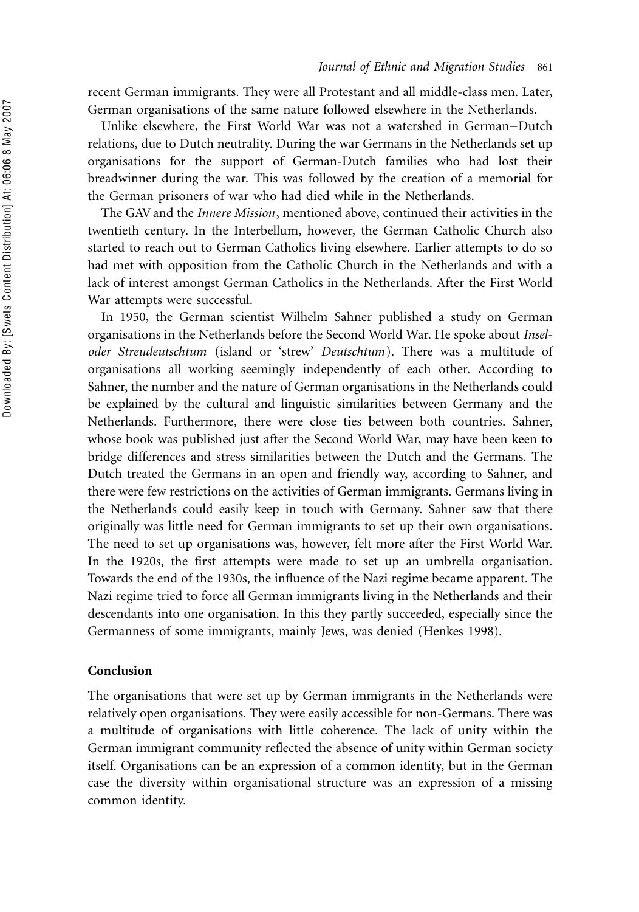recent German immigrants. They were all Protestant and all middle-class men. Later, German organisations of the same nature followed elsewhere in the Netherlands.

Unlike elsewhere, the First World War was not a watershed in German–Dutch relations, due to Dutch neutrality. During the war Germans in the Netherlands set up organisations for the support of German-Dutch families who had lost their breadwinner during the war. This was followed by the creation of a memorial for the German prisoners of war who had died while in the Netherlands.

The GAV and the *Innere Mission*, mentioned above, continued their activities in the twentieth century. In the Interbellum, however, the German Catholic Church also started to reach out to German Catholics living elsewhere. Earlier attempts to do so had met with opposition from the Catholic Church in the Netherlands and with a lack of interest amongst German Catholics in the Netherlands. After the First World War attempts were successful.

In 1950, the German scientist Wilhelm Sahner published a study on German organisations in the Netherlands before the Second World War. He spoke about *Insel- oder Streudeutschtum* (island or 'strew' *Deutschtum*). There was a multitude of organisations all working seemingly independently of each other. According to Sahner, the number and the nature of German organisations in the Netherlands could be explained by the cultural and linguistic similarities between Germany and the Netherlands. Furthermore, there were close ties between both countries. Sahner, whose book was published just after the Second World War, may have been keen to bridge differences and stress similarities between the Dutch and the Germans. The Dutch treated the Germans in an open and friendly way, according to Sahner, and there were few restrictions on the activities of German immigrants. Germans living in the Netherlands could easily keep in touch with Germany. Sahner saw that there originally was little need for German immigrants to set up their own organisations. The need to set up organisations was, however, felt more after the First World War. In the 1920s, the first attempts were made to set up an umbrella organisation. Towards the end of the 1930s, the influence of the Nazi regime became apparent. The Nazi regime tried to force all German immigrants living in the Netherlands and their descendants into one organisation. In this they partly succeeded, especially since the Germanness of some immigrants, mainly Jews, was denied (Henkes 1998).

## Conclusion

The organisations that were set up by German immigrants in the Netherlands were relatively open organisations. They were easily accessible for non-Germans. There was a multitude of organisations with little coherence. The lack of unity within the German immigrant community reflected the absence of unity within German society itself. Organisations can be an expression of a common identity, but in the German case the diversity within organisational structure was an expression of a missing common identity.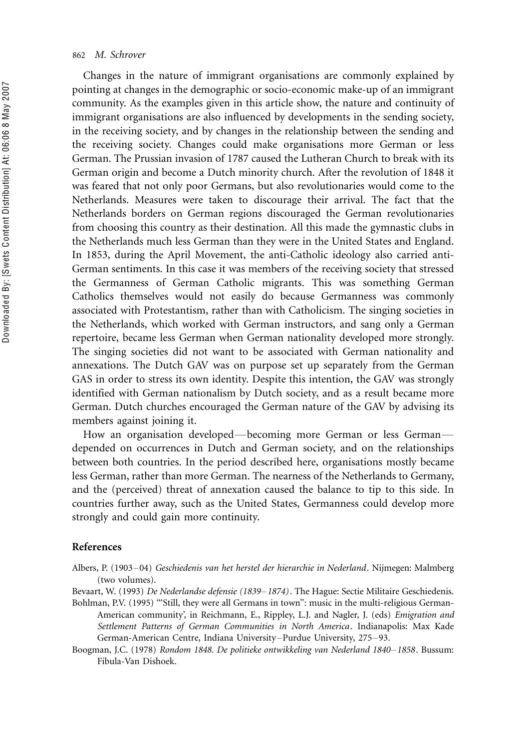Changes in the nature of immigrant organisations are commonly explained by pointing at changes in the demographic or socio-economic make-up of an immigrant community. As the examples given in this article show, the nature and continuity of immigrant organisations are also influenced by developments in the sending society, in the receiving society, and by changes in the relationship between the sending and the receiving society. Changes could make organisations more German or less German. The Prussian invasion of 1787 caused the Lutheran Church to break with its German origin and become a Dutch minority church. After the revolution of 1848 it was feared that not only poor Germans, but also revolutionaries would come to the Netherlands. Measures were taken to discourage their arrival. The fact that the Netherlands borders on German regions discouraged the German revolutionaries from choosing this country as their destination. All this made the gymnastic clubs in the Netherlands much less German than they were in the United States and England. In 1853, during the April Movement, the anti-Catholic ideology also carried anti-German sentiments. In this case it was members of the receiving society that stressed the Germanness of German Catholic migrants. This was something German Catholics themselves would not easily do because Germanness was commonly associated with Protestantism, rather than with Catholicism. The singing societies in the Netherlands, which worked with German instructors, and sang only a German repertoire, became less German when German nationality developed more strongly. The singing societies did not want to be associated with German nationality and annexations. The Dutch GAV was on purpose set up separately from the German GAS in order to stress its own identity. Despite this intention, the GAV was strongly identified with German nationalism by Dutch society, and as a result became more German. Dutch churches encouraged the German nature of the GAV by advising its members against joining it.

How an organisation developed—becoming more German or less German—depended on occurrences in Dutch and German society, and on the relationships between both countries. In the period described here, organisations mostly became less German, rather than more German. The nearness of the Netherlands to Germany, and the (perceived) threat of annexation caused the balance to tip to this side. In countries further away, such as the United States, Germanness could develop more strongly and could gain more continuity.

## References

Albers, P. (1903–04) *Geschiedenis van het herstel der hierarchie in Nederland*. Nijmegen: Malmberg (two volumes).

Bevaart, W. (1993) *De Nederlandse defensie (1839–1874)*. The Hague: Sectie Militaire Geschiedenis.

Bohlman, P.V. (1995) '"Still, they were all Germans in town": music in the multi-religious German-American community', in Reichmann, E., Rippley, L.J. and Nagler, J. (eds) *Emigration and Settlement Patterns of German Communities in North America*. Indianapolis: Max Kade German-American Centre, Indiana University–Purdue University, 275–93.

Boogman, J.C. (1978) *Rondom 1848. De politieke ontwikkeling van Nederland 1840–1858*. Bussum: Fibula-Van Dishoek.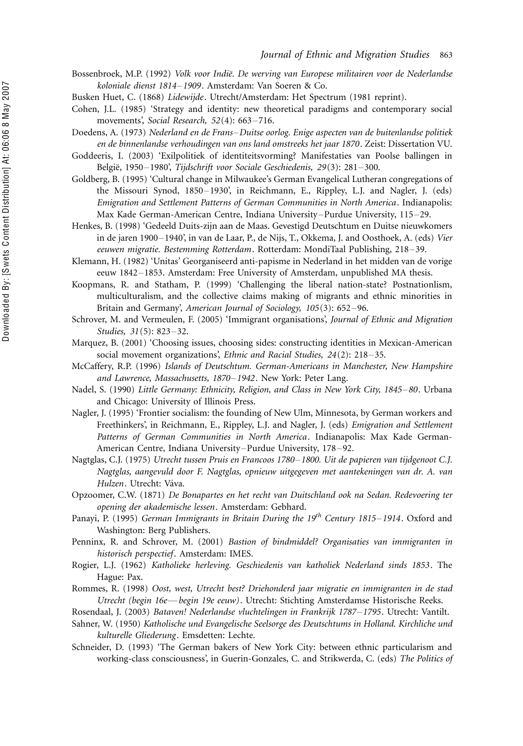Bossenbroek, M.P. (1992) *Volk voor Indië. De werving van Europese militairen voor de Nederlandse koloniale dienst 1814–1909*. Amsterdam: Van Soeren & Co.

Busken Huet, C. (1868) *Lidewijde*. Utrecht/Amsterdam: Het Spectrum (1981 reprint).

Cohen, J.L. (1985) 'Strategy and identity: new theoretical paradigms and contemporary social movements', *Social Research, 52*(4): 663–716.

Doedens, A. (1973) *Nederland en de Frans–Duitse oorlog. Enige aspecten van de buitenlandse politiek en de binnenlandse verhoudingen van ons land omstreeks het jaar 1870*. Zeist: Dissertation VU.

Goddeeris, I. (2003) 'Exilpolitiek of identiteitsvorming? Manifestaties van Poolse ballingen in België, 1950–1980', *Tijdschrift voor Sociale Geschiedenis, 29*(3): 281–300.

Goldberg, B. (1995) 'Cultural change in Milwaukee's German Evangelical Lutheran congregations of the Missouri Synod, 1850–1930', in Reichmann, E., Rippley, L.J. and Nagler, J. (eds) *Emigration and Settlement Patterns of German Communities in North America*. Indianapolis: Max Kade German-American Centre, Indiana University–Purdue University, 115–29.

Henkes, B. (1998) 'Gedeeld Duits-zijn aan de Maas. Gevestigd Deutschtum en Duitse nieuwkomers in de jaren 1900–1940', in van de Laar, P., de Nijs, T., Okkema, J. and Oosthoek, A. (eds) *Vier eeuwen migratie. Bestemming Rotterdam*. Rotterdam: MondiTaal Publishing, 218–39.

Klemann, H. (1982) 'Unitas' Georganiseerd anti-papisme in Nederland in het midden van de vorige eeuw 1842–1853. Amsterdam: Free University of Amsterdam, unpublished MA thesis.

Koopmans, R. and Statham, P. (1999) 'Challenging the liberal nation-state? Postnationlism, multiculturalism, and the collective claims making of migrants and ethnic minorities in Britain and Germany', *American Journal of Sociology, 105*(3): 652–96.

Schrover, M. and Vermeulen, F. (2005) 'Immigrant organisations', *Journal of Ethnic and Migration Studies, 31*(5): 823–32.

Marquez, B. (2001) 'Choosing issues, choosing sides: constructing identities in Mexican-American social movement organizations', *Ethnic and Racial Studies, 24*(2): 218–35.

McCaffery, R.P. (1996) *Islands of Deutschtum. German-Americans in Manchester, New Hampshire and Lawrence, Massachusetts, 1870–1942*. New York: Peter Lang.

Nadel, S. (1990) *Little Germany: Ethnicity, Religion, and Class in New York City, 1845–80*. Urbana and Chicago: University of Illinois Press.

Nagler, J. (1995) 'Frontier socialism: the founding of New Ulm, Minnesota, by German workers and Freethinkers', in Reichmann, E., Rippley, L.J. and Nagler, J. (eds) *Emigration and Settlement Patterns of German Communities in North America*. Indianapolis: Max Kade German-American Centre, Indiana University–Purdue University, 178–92.

Nagtglas, C.J. (1975) *Utrecht tussen Pruis en Francoos 1780–1800. Uit de papieren van tijdgenoot C.J. Nagtglas, aangevuld door F. Nagtglas, opnieuw uitgegeven met aantekeningen van dr. A. van Hulzen*. Utrecht: Váva.

Opzoomer, C.W. (1871) *De Bonapartes en het recht van Duitschland ook na Sedan. Redevoering ter opening der akademische lessen*. Amsterdam: Gebhard.

Panayi, P. (1995) *German Immigrants in Britain During the 19th Century 1815–1914*. Oxford and Washington: Berg Publishers.

Penninx, R. and Schrover, M. (2001) *Bastion of bindmiddel? Organisaties van immigranten in historisch perspectief*. Amsterdam: IMES.

Rogier, L.J. (1962) *Katholieke herleving. Geschiedenis van katholiek Nederland sinds 1853*. The Hague: Pax.

Rommes, R. (1998) *Oost, west, Utrecht best? Driehonderd jaar migratie en immigranten in de stad Utrecht (begin 16e—begin 19e eeuw)*. Utrecht: Stichting Amsterdamse Historische Reeks.

Rosendaal, J. (2003) *Bataven! Nederlandse vluchtelingen in Frankrijk 1787–1795*. Utrecht: Vantilt.

Sahner, W. (1950) *Katholische und Evangelische Seelsorge des Deutschtums in Holland. Kirchliche und kulturelle Gliederung*. Emsdetten: Lechte.

Schneider, D. (1993) 'The German bakers of New York City: between ethnic particularism and working-class consciousness', in Guerin-Gonzales, C. and Strikwerda, C. (eds) *The Politics of*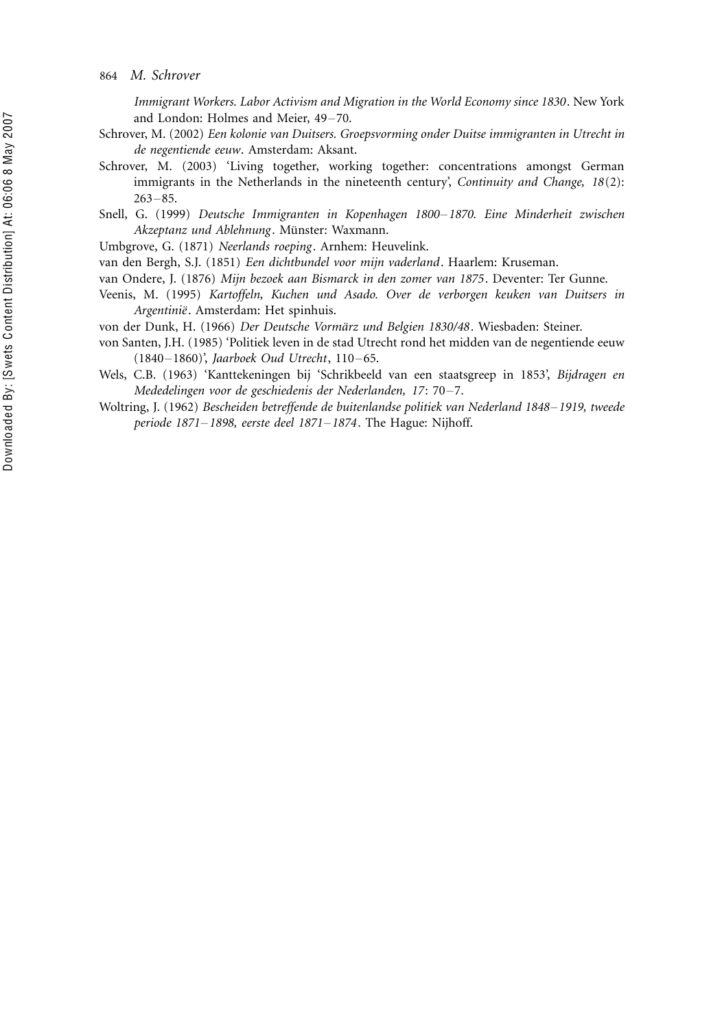*Immigrant Workers. Labor Activism and Migration in the World Economy since 1830*. New York and London: Holmes and Meier, 49–70.

Schrover, M. (2002) *Een kolonie van Duitsers. Groepsvorming onder Duitse immigranten in Utrecht in de negentiende eeuw*. Amsterdam: Aksant.

Schrover, M. (2003) 'Living together, working together: concentrations amongst German immigrants in the Netherlands in the nineteenth century', *Continuity and Change, 18*(2): 263–85.

Snell, G. (1999) *Deutsche Immigranten in Kopenhagen 1800–1870. Eine Minderheit zwischen Akzeptanz und Ablehnung*. Münster: Waxmann.

Umbgrove, G. (1871) *Neerlands roeping*. Arnhem: Heuvelink.

van den Bergh, S.J. (1851) *Een dichtbundel voor mijn vaderland*. Haarlem: Kruseman.

van Ondere, J. (1876) *Mijn bezoek aan Bismarck in den zomer van 1875*. Deventer: Ter Gunne.

Veenis, M. (1995) *Kartoffeln, Kuchen und Asado. Over de verborgen keuken van Duitsers in Argentinië*. Amsterdam: Het spinhuis.

von der Dunk, H. (1966) *Der Deutsche Vormärz und Belgien 1830/48*. Wiesbaden: Steiner.

von Santen, J.H. (1985) 'Politiek leven in de stad Utrecht rond het midden van de negentiende eeuw (1840–1860)', *Jaarboek Oud Utrecht*, 110–65.

Wels, C.B. (1963) 'Kanttekeningen bij 'Schrikbeeld van een staatsgreep in 1853', *Bijdragen en Mededelingen voor de geschiedenis der Nederlanden, 17*: 70–7.

Woltring, J. (1962) *Bescheiden betreffende de buitenlandse politiek van Nederland 1848–1919, tweede periode 1871–1898, eerste deel 1871–1874*. The Hague: Nijhoff.